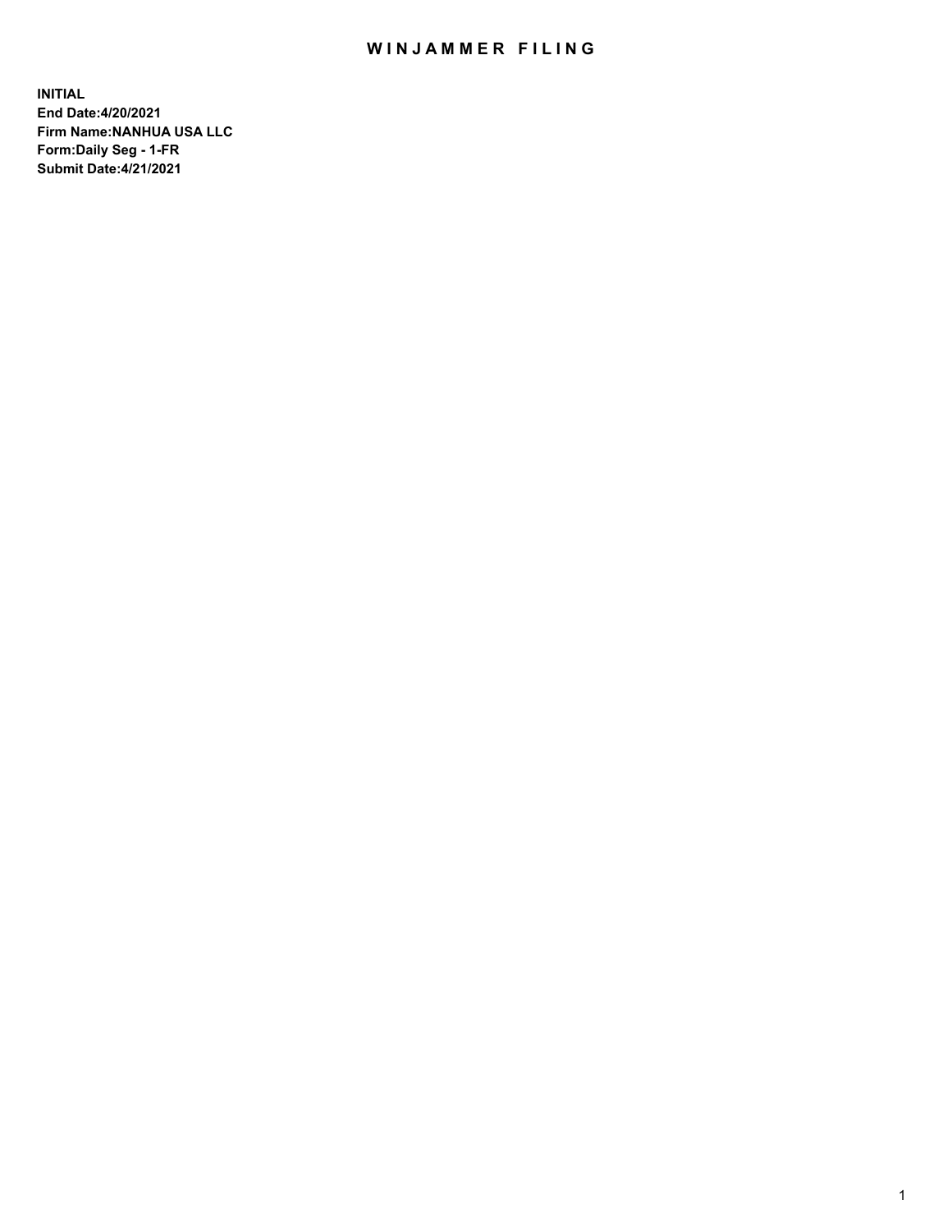# WINJAMMER FILING

**INITIAL**
**End Date:4/20/2021**
**Firm Name:NANHUA USA LLC**
**Form:Daily Seg - 1-FR**
**Submit Date:4/21/2021**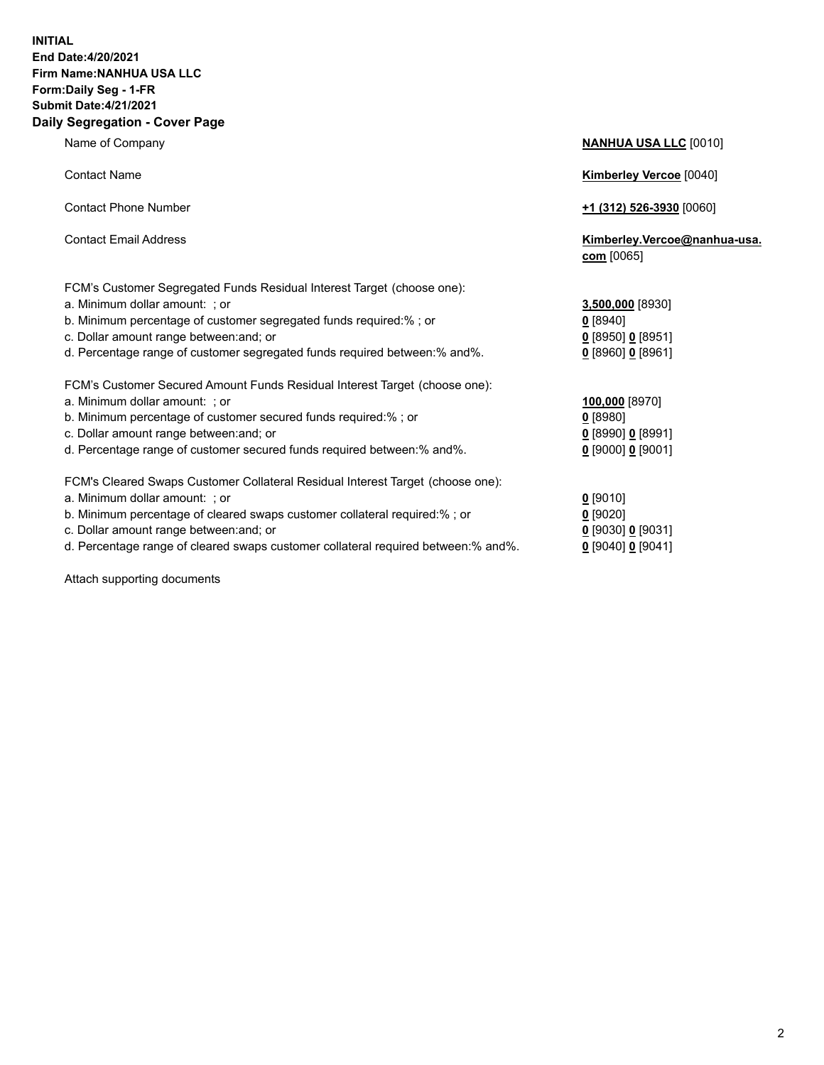**INITIAL**
**End Date:4/20/2021**
**Firm Name:NANHUA USA LLC**
**Form:Daily Seg - 1-FR**
**Submit Date:4/21/2021**

## Daily Segregation - Cover Page

| | |
|---|---|
| Name of Company | **NANHUA USA LLC** [0010] |
| Contact Name | **Kimberley Vercoe** [0040] |
| Contact Phone Number | **+1 (312) 526-3930** [0060] |
| Contact Email Address | **Kimberley.Vercoe@nanhua-usa.com** [0065] |
| FCM's Customer Segregated Funds Residual Interest Target (choose one): | |
| a. Minimum dollar amount: ; or | **3,500,000** [8930] |
| b. Minimum percentage of customer segregated funds required:% ; or | **0** [8940] |
| c. Dollar amount range between:and; or | **0** [8950] **0** [8951] |
| d. Percentage range of customer segregated funds required between:% and%. | **0** [8960] **0** [8961] |
| FCM's Customer Secured Amount Funds Residual Interest Target (choose one): | |
| a. Minimum dollar amount: ; or | **100,000** [8970] |
| b. Minimum percentage of customer secured funds required:% ; or | **0** [8980] |
| c. Dollar amount range between:and; or | **0** [8990] **0** [8991] |
| d. Percentage range of customer secured funds required between:% and%. | **0** [9000] **0** [9001] |
| FCM's Cleared Swaps Customer Collateral Residual Interest Target (choose one): | |
| a. Minimum dollar amount: ; or | **0** [9010] |
| b. Minimum percentage of cleared swaps customer collateral required:% ; or | **0** [9020] |
| c. Dollar amount range between:and; or | **0** [9030] **0** [9031] |
| d. Percentage range of cleared swaps customer collateral required between:% and%. | **0** [9040] **0** [9041] |

Attach supporting documents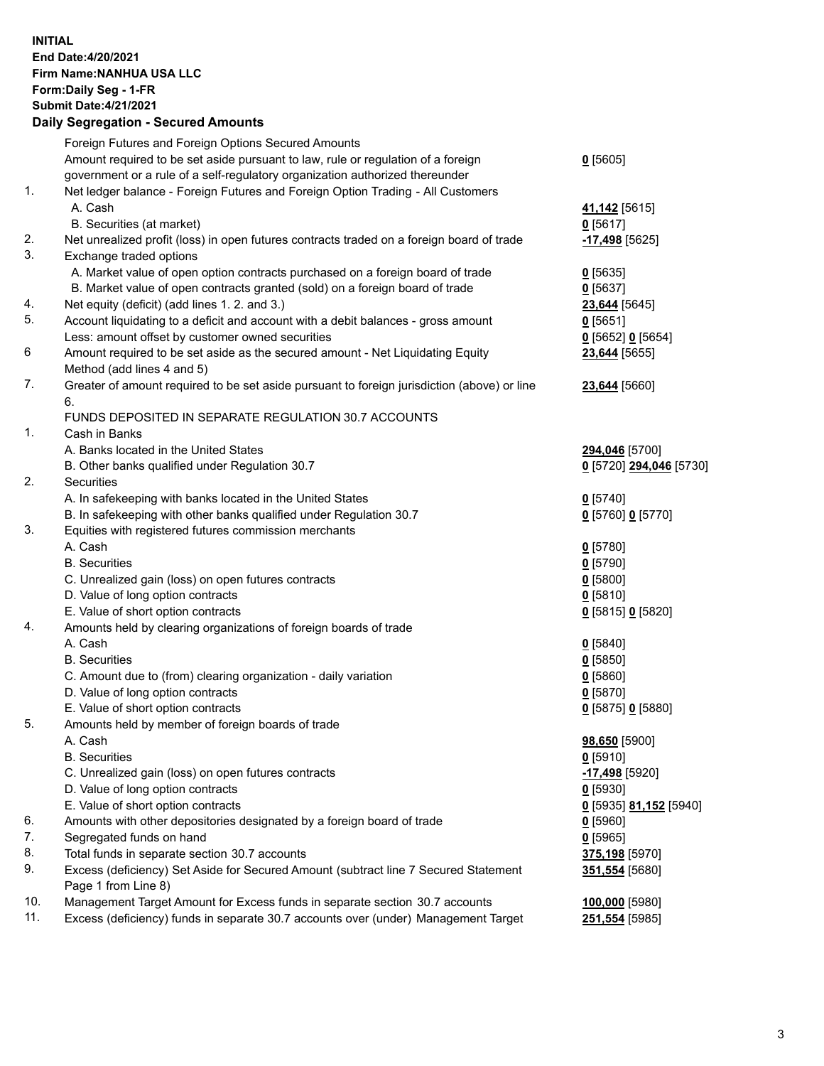**INITIAL**
**End Date:4/20/2021**
**Firm Name:NANHUA USA LLC**
**Form:Daily Seg - 1-FR**
**Submit Date:4/21/2021**

## Daily Segregation - Secured Amounts

| | | |
|---|---|---|
| | Foreign Futures and Foreign Options Secured Amounts | |
| | Amount required to be set aside pursuant to law, rule or regulation of a foreign government or a rule of a self-regulatory organization authorized thereunder | **0** [5605] |
| 1. | Net ledger balance - Foreign Futures and Foreign Option Trading - All Customers | |
| | A. Cash | **41,142** [5615] |
| | B. Securities (at market) | **0** [5617] |
| 2. | Net unrealized profit (loss) in open futures contracts traded on a foreign board of trade | **-17,498** [5625] |
| 3. | Exchange traded options | |
| | A. Market value of open option contracts purchased on a foreign board of trade | **0** [5635] |
| | B. Market value of open contracts granted (sold) on a foreign board of trade | **0** [5637] |
| 4. | Net equity (deficit) (add lines 1. 2. and 3.) | **23,644** [5645] |
| 5. | Account liquidating to a deficit and account with a debit balances - gross amount | **0** [5651] |
| | Less: amount offset by customer owned securities | **0** [5652] **0** [5654] |
| 6 | Amount required to be set aside as the secured amount - Net Liquidating Equity Method (add lines 4 and 5) | **23,644** [5655] |
| 7. | Greater of amount required to be set aside pursuant to foreign jurisdiction (above) or line 6. | **23,644** [5660] |
| | FUNDS DEPOSITED IN SEPARATE REGULATION 30.7 ACCOUNTS | |
| 1. | Cash in Banks | |
| | A. Banks located in the United States | **294,046** [5700] |
| | B. Other banks qualified under Regulation 30.7 | **0** [5720] **294,046** [5730] |
| 2. | Securities | |
| | A. In safekeeping with banks located in the United States | **0** [5740] |
| | B. In safekeeping with other banks qualified under Regulation 30.7 | **0** [5760] **0** [5770] |
| 3. | Equities with registered futures commission merchants | |
| | A. Cash | **0** [5780] |
| | B. Securities | **0** [5790] |
| | C. Unrealized gain (loss) on open futures contracts | **0** [5800] |
| | D. Value of long option contracts | **0** [5810] |
| | E. Value of short option contracts | **0** [5815] **0** [5820] |
| 4. | Amounts held by clearing organizations of foreign boards of trade | |
| | A. Cash | **0** [5840] |
| | B. Securities | **0** [5850] |
| | C. Amount due to (from) clearing organization - daily variation | **0** [5860] |
| | D. Value of long option contracts | **0** [5870] |
| | E. Value of short option contracts | **0** [5875] **0** [5880] |
| 5. | Amounts held by member of foreign boards of trade | |
| | A. Cash | **98,650** [5900] |
| | B. Securities | **0** [5910] |
| | C. Unrealized gain (loss) on open futures contracts | **-17,498** [5920] |
| | D. Value of long option contracts | **0** [5930] |
| | E. Value of short option contracts | **0** [5935] **81,152** [5940] |
| 6. | Amounts with other depositories designated by a foreign board of trade | **0** [5960] |
| 7. | Segregated funds on hand | **0** [5965] |
| 8. | Total funds in separate section 30.7 accounts | **375,198** [5970] |
| 9. | Excess (deficiency) Set Aside for Secured Amount (subtract line 7 Secured Statement Page 1 from Line 8) | **351,554** [5680] |
| 10. | Management Target Amount for Excess funds in separate section 30.7 accounts | **100,000** [5980] |
| 11. | Excess (deficiency) funds in separate 30.7 accounts over (under) Management Target | **251,554** [5985] |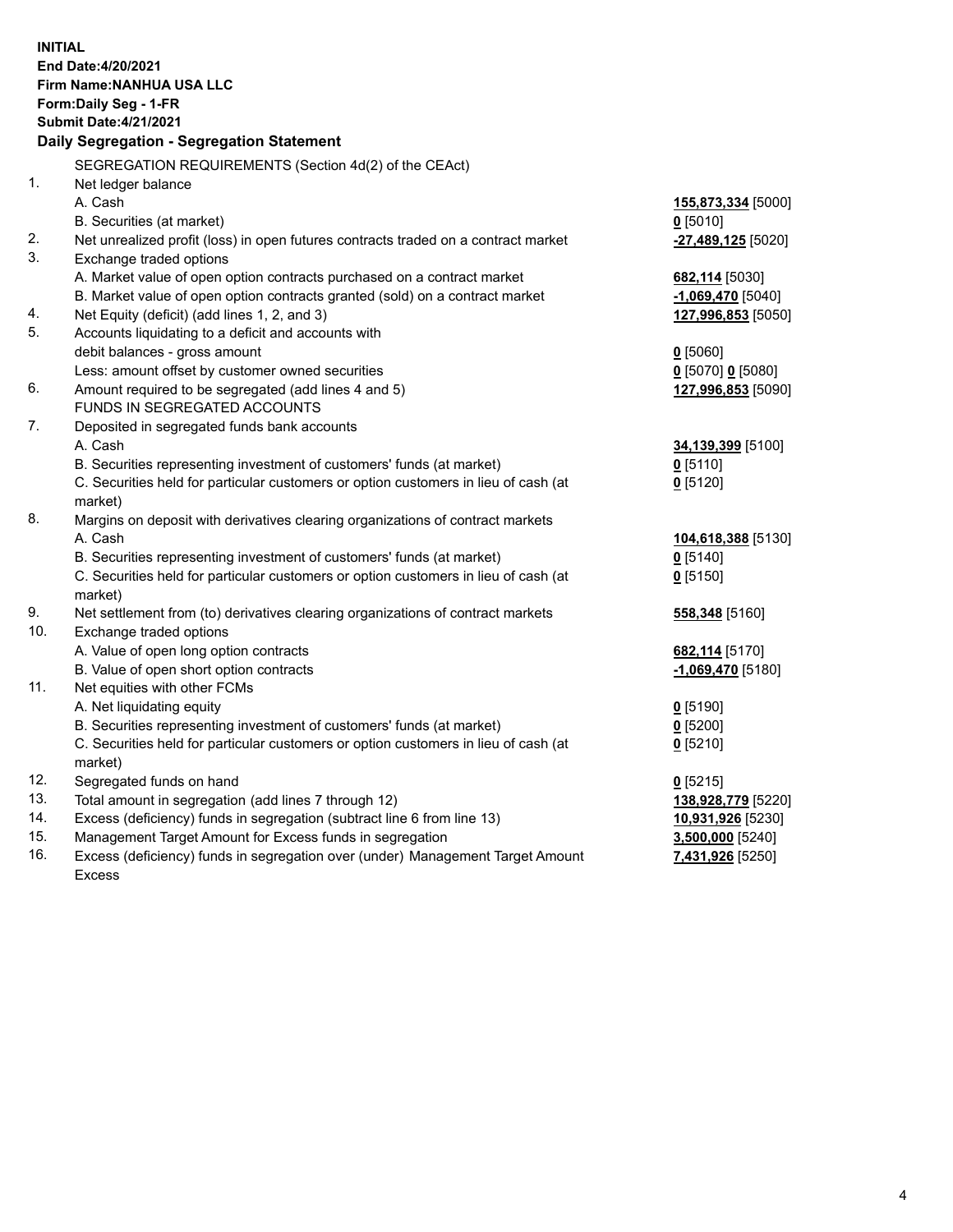**INITIAL**
**End Date:4/20/2021**
**Firm Name:NANHUA USA LLC**
**Form:Daily Seg - 1-FR**
**Submit Date:4/21/2021**

## Daily Segregation - Segregation Statement

| | | |
|---|---|---|
| | SEGREGATION REQUIREMENTS (Section 4d(2) of the CEAct) | |
| 1. | Net ledger balance | |
| | A. Cash | **155,873,334** [5000] |
| | B. Securities (at market) | **0** [5010] |
| 2. | Net unrealized profit (loss) in open futures contracts traded on a contract market | **-27,489,125** [5020] |
| 3. | Exchange traded options | |
| | A. Market value of open option contracts purchased on a contract market | **682,114** [5030] |
| | B. Market value of open option contracts granted (sold) on a contract market | **-1,069,470** [5040] |
| 4. | Net Equity (deficit) (add lines 1, 2, and 3) | **127,996,853** [5050] |
| 5. | Accounts liquidating to a deficit and accounts with | |
| | debit balances - gross amount | **0** [5060] |
| | Less: amount offset by customer owned securities | **0** [5070] **0** [5080] |
| 6. | Amount required to be segregated (add lines 4 and 5) | **127,996,853** [5090] |
| | FUNDS IN SEGREGATED ACCOUNTS | |
| 7. | Deposited in segregated funds bank accounts | |
| | A. Cash | **34,139,399** [5100] |
| | B. Securities representing investment of customers' funds (at market) | **0** [5110] |
| | C. Securities held for particular customers or option customers in lieu of cash (at market) | **0** [5120] |
| 8. | Margins on deposit with derivatives clearing organizations of contract markets | |
| | A. Cash | **104,618,388** [5130] |
| | B. Securities representing investment of customers' funds (at market) | **0** [5140] |
| | C. Securities held for particular customers or option customers in lieu of cash (at market) | **0** [5150] |
| 9. | Net settlement from (to) derivatives clearing organizations of contract markets | **558,348** [5160] |
| 10. | Exchange traded options | |
| | A. Value of open long option contracts | **682,114** [5170] |
| | B. Value of open short option contracts | **-1,069,470** [5180] |
| 11. | Net equities with other FCMs | |
| | A. Net liquidating equity | **0** [5190] |
| | B. Securities representing investment of customers' funds (at market) | **0** [5200] |
| | C. Securities held for particular customers or option customers in lieu of cash (at market) | **0** [5210] |
| 12. | Segregated funds on hand | **0** [5215] |
| 13. | Total amount in segregation (add lines 7 through 12) | **138,928,779** [5220] |
| 14. | Excess (deficiency) funds in segregation (subtract line 6 from line 13) | **10,931,926** [5230] |
| 15. | Management Target Amount for Excess funds in segregation | **3,500,000** [5240] |
| 16. | Excess (deficiency) funds in segregation over (under) Management Target Amount Excess | **7,431,926** [5250] |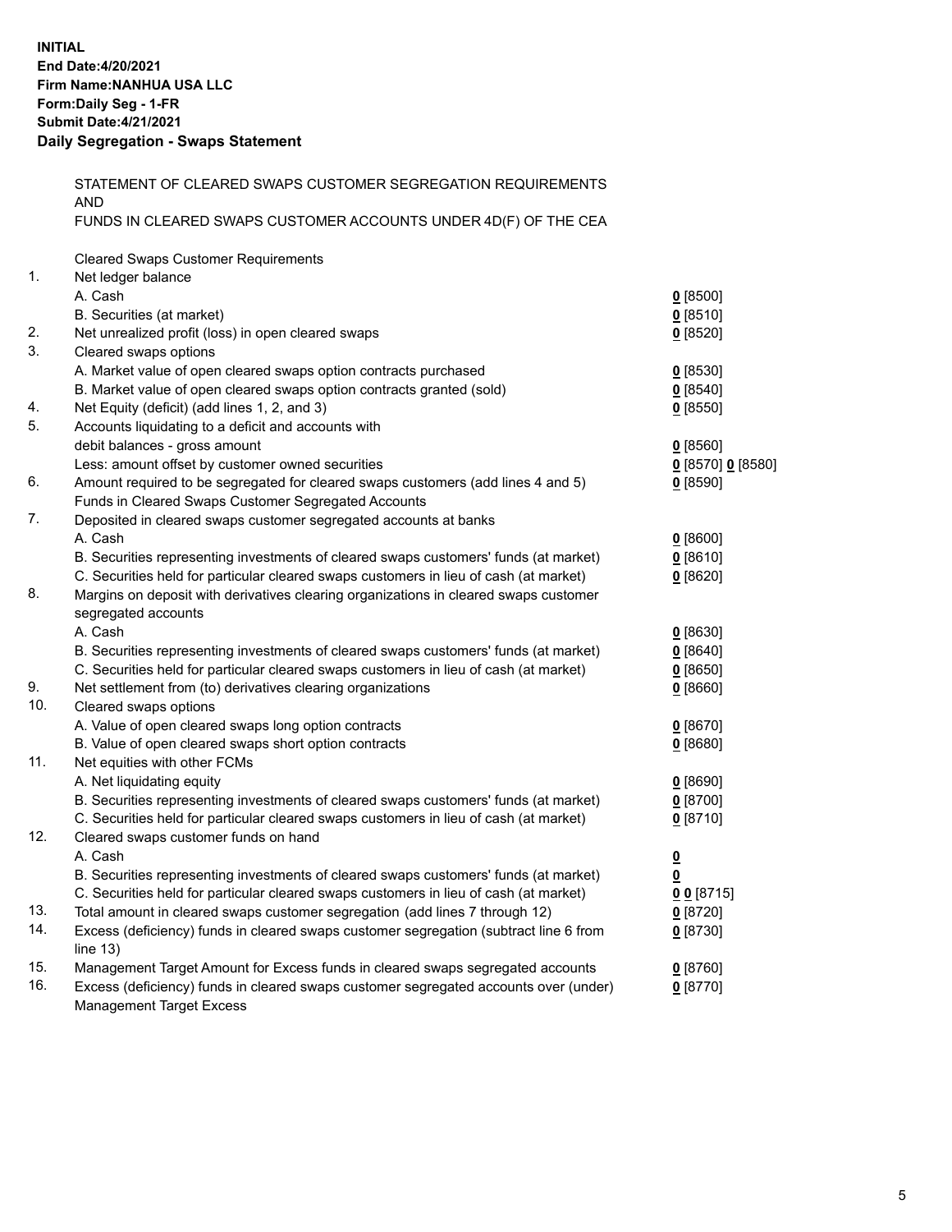**INITIAL**
**End Date:4/20/2021**
**Firm Name:NANHUA USA LLC**
**Form:Daily Seg - 1-FR**
**Submit Date:4/21/2021**
**Daily Segregation - Swaps Statement**

STATEMENT OF CLEARED SWAPS CUSTOMER SEGREGATION REQUIREMENTS AND FUNDS IN CLEARED SWAPS CUSTOMER ACCOUNTS UNDER 4D(F) OF THE CEA

| | | |
|---|---|---|
| | Cleared Swaps Customer Requirements | |
| 1. | Net ledger balance | |
| | A. Cash | 0 [8500] |
| | B. Securities (at market) | 0 [8510] |
| 2. | Net unrealized profit (loss) in open cleared swaps | 0 [8520] |
| 3. | Cleared swaps options | |
| | A. Market value of open cleared swaps option contracts purchased | 0 [8530] |
| | B. Market value of open cleared swaps option contracts granted (sold) | 0 [8540] |
| 4. | Net Equity (deficit) (add lines 1, 2, and 3) | 0 [8550] |
| 5. | Accounts liquidating to a deficit and accounts with | |
| | debit balances - gross amount | 0 [8560] |
| | Less: amount offset by customer owned securities | 0 [8570] 0 [8580] |
| 6. | Amount required to be segregated for cleared swaps customers (add lines 4 and 5) | 0 [8590] |
| | Funds in Cleared Swaps Customer Segregated Accounts | |
| 7. | Deposited in cleared swaps customer segregated accounts at banks | |
| | A. Cash | 0 [8600] |
| | B. Securities representing investments of cleared swaps customers' funds (at market) | 0 [8610] |
| | C. Securities held for particular cleared swaps customers in lieu of cash (at market) | 0 [8620] |
| 8. | Margins on deposit with derivatives clearing organizations in cleared swaps customer segregated accounts | |
| | A. Cash | 0 [8630] |
| | B. Securities representing investments of cleared swaps customers' funds (at market) | 0 [8640] |
| | C. Securities held for particular cleared swaps customers in lieu of cash (at market) | 0 [8650] |
| 9. | Net settlement from (to) derivatives clearing organizations | 0 [8660] |
| 10. | Cleared swaps options | |
| | A. Value of open cleared swaps long option contracts | 0 [8670] |
| | B. Value of open cleared swaps short option contracts | 0 [8680] |
| 11. | Net equities with other FCMs | |
| | A. Net liquidating equity | 0 [8690] |
| | B. Securities representing investments of cleared swaps customers' funds (at market) | 0 [8700] |
| | C. Securities held for particular cleared swaps customers in lieu of cash (at market) | 0 [8710] |
| 12. | Cleared swaps customer funds on hand | |
| | A. Cash | 0 |
| | B. Securities representing investments of cleared swaps customers' funds (at market) | 0 |
| | C. Securities held for particular cleared swaps customers in lieu of cash (at market) | 0 0 [8715] |
| 13. | Total amount in cleared swaps customer segregation (add lines 7 through 12) | 0 [8720] |
| 14. | Excess (deficiency) funds in cleared swaps customer segregation (subtract line 6 from line 13) | 0 [8730] |
| 15. | Management Target Amount for Excess funds in cleared swaps segregated accounts | 0 [8760] |
| 16. | Excess (deficiency) funds in cleared swaps customer segregated accounts over (under) Management Target Excess | 0 [8770] |